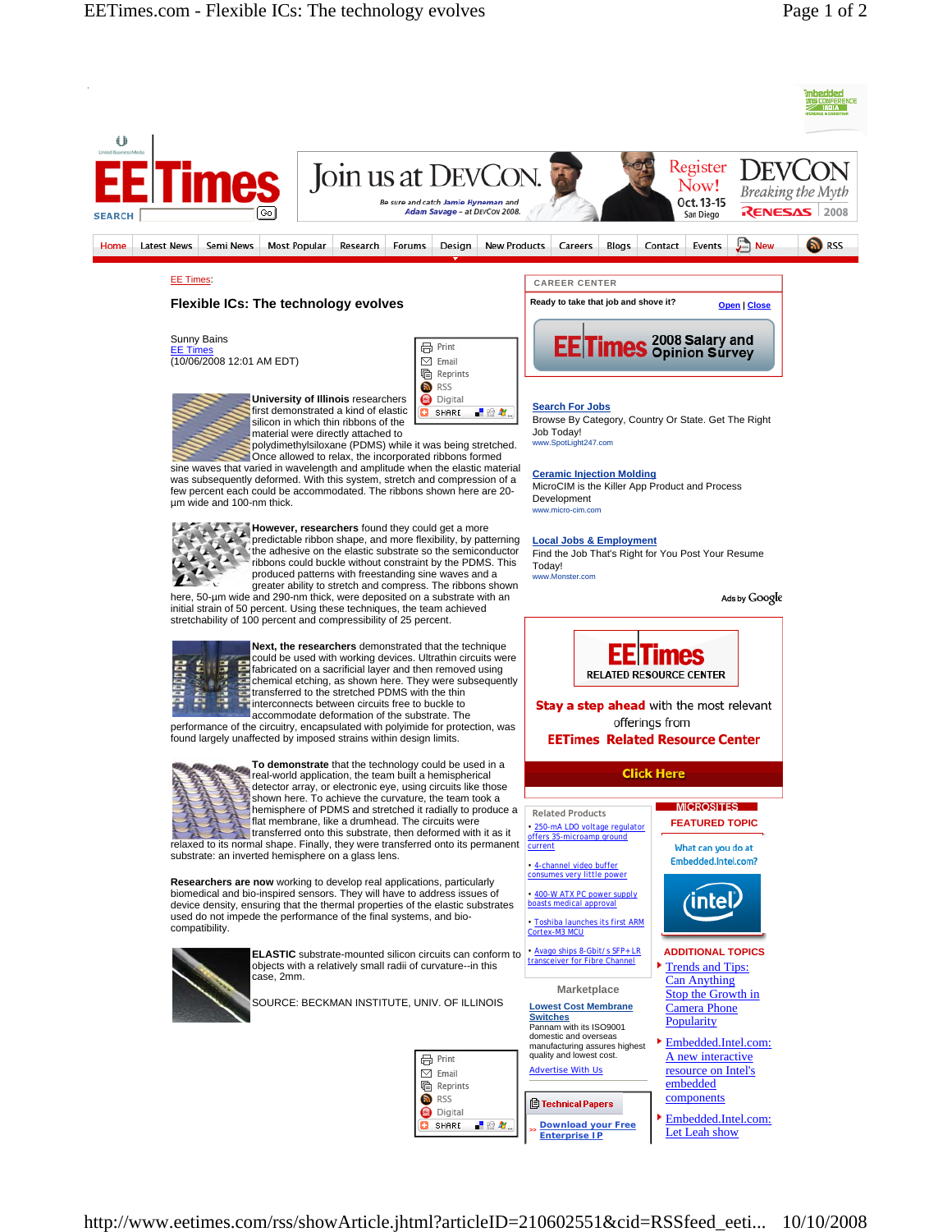EE Times:

# Flexible ICs: The technology evolves

Sunny Bains
EE Times
(10/06/2008 12:01 AM EDT)

**University of Illinois** researchers first demonstrated a kind of elastic silicon in which thin ribbons of the material were directly attached to polydimethylsiloxane (PDMS) while it was being stretched. Once allowed to relax, the incorporated ribbons formed sine waves that varied in wavelength and amplitude when the elastic material was subsequently deformed. With this system, stretch and compression of a few percent each could be accommodated. The ribbons shown here are 20-µm wide and 100-nm thick.

**However, researchers** found they could get a more predictable ribbon shape, and more flexibility, by patterning the adhesive on the elastic substrate so the semiconductor ribbons could buckle without constraint by the PDMS. This produced patterns with freestanding sine waves and a greater ability to stretch and compress. The ribbons shown here, 50-µm wide and 290-nm thick, were deposited on a substrate with an initial strain of 50 percent. Using these techniques, the team achieved stretchability of 100 percent and compressibility of 25 percent.

**Next, the researchers** demonstrated that the technique could be used with working devices. Ultrathin circuits were fabricated on a sacrificial layer and then removed using chemical etching, as shown here. They were subsequently transferred to the stretched PDMS with the thin interconnects between circuits free to buckle to accommodate deformation of the substrate. The performance of the circuitry, encapsulated with polyimide for protection, was found largely unaffected by imposed strains within design limits.

**To demonstrate** that the technology could be used in a real-world application, the team built a hemispherical detector array, or electronic eye, using circuits like those shown here. To achieve the curvature, the team took a hemisphere of PDMS and stretched it radially to produce a flat membrane, like a drumhead. The circuits were transferred onto this substrate, then deformed with it as it relaxed to its normal shape. Finally, they were transferred onto its permanent substrate: an inverted hemisphere on a glass lens.

**Researchers are now** working to develop real applications, particularly biomedical and bio-inspired sensors. They will have to address issues of device density, ensuring that the thermal properties of the elastic substrates used do not impede the performance of the final systems, and bio-compatibility.

**ELASTIC** substrate-mounted silicon circuits can conform to objects with a relatively small radii of curvature--in this case, 2mm.

SOURCE: BECKMAN INSTITUTE, UNIV. OF ILLINOIS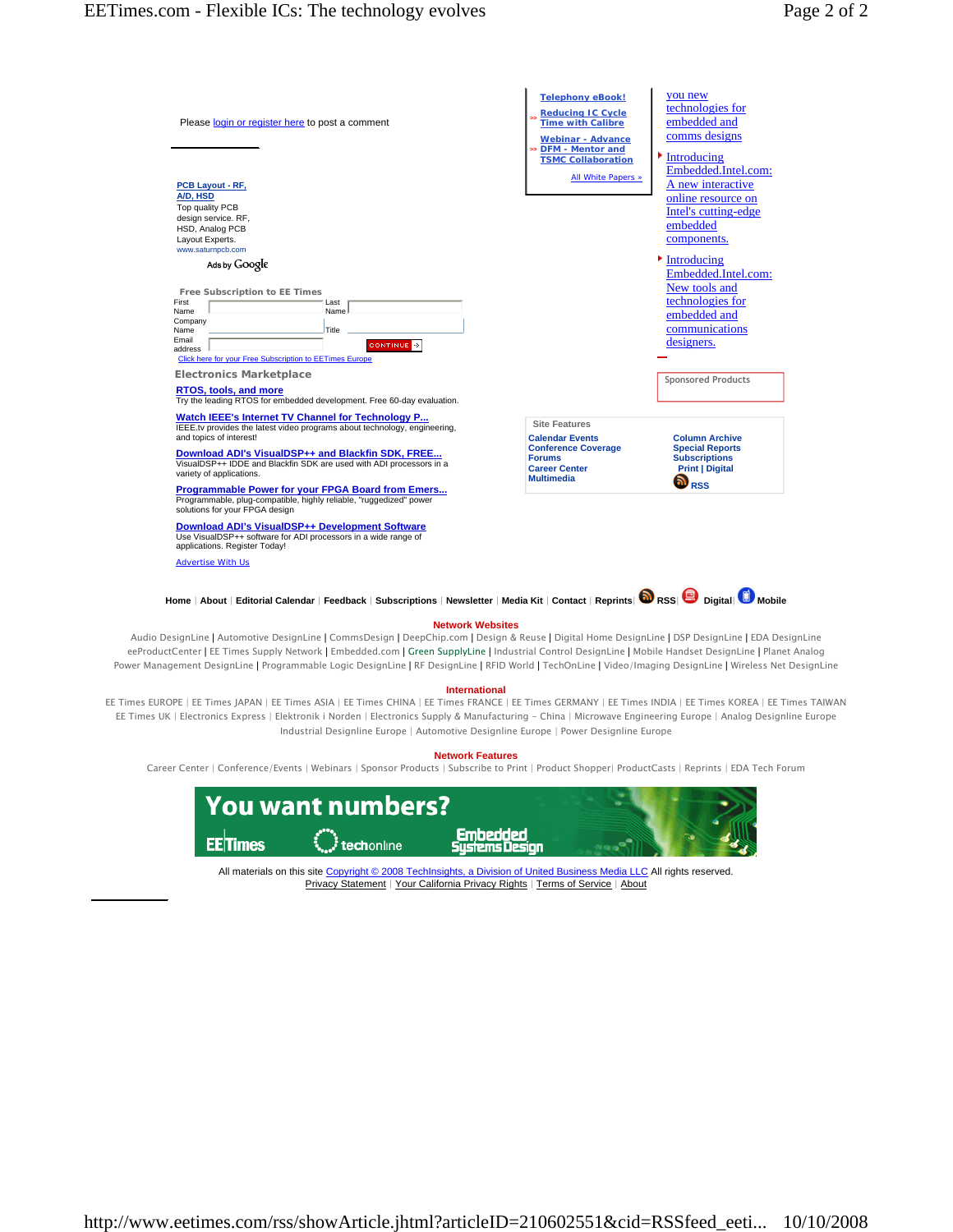Please login or register here to post a comment

**PCB Layout - RF, A/D, HSD**
Top quality PCB design service. RF, HSD, Analog PCB Layout Experts.
www.saturnpcb.com

Ads by Google

**Free Subscription to EE Times**

First Name | Last Name
Company Name | Title
Email address

CONTINUE

Click here for your Free Subscription to EETimes Europe

### Electronics Marketplace

**RTOS, tools, and more**
Try the leading RTOS for embedded development. Free 60-day evaluation.

**Watch IEEE's Internet TV Channel for Technology P...**
IEEE.tv provides the latest video programs about technology, engineering, and topics of interest!

**Download ADI's VisualDSP++ and Blackfin SDK, FREE...**
VisualDSP++ IDDE and Blackfin SDK are used with ADI processors in a variety of applications.

**Programmable Power for your FPGA Board from Emers...**
Programmable, plug-compatible, highly reliable, "ruggedized" power solutions for your FPGA design

**Download ADI's VisualDSP++ Development Software**
Use VisualDSP++ software for ADI processors in a wide range of applications. Register Today!

Advertise With Us

**Telephony eBook!**

**Reducing IC Cycle Time with Calibre**

**Webinar - Advance DFM - Mentor and TSMC Collaboration**

All White Papers »

you new technologies for embedded and comms designs

- Introducing Embedded.Intel.com: A new interactive online resource on Intel's cutting-edge embedded components.
- Introducing Embedded.Intel.com: New tools and technologies for embedded and communications designers.

Sponsored Products

**Site Features**

**Calendar Events**
**Conference Coverage**
**Forums**
**Career Center**
**Multimedia**
**Column Archive**
**Special Reports**
**Subscriptions**
**Print | Digital**
**RSS**

**Home** | **About** | **Editorial Calendar** | **Feedback** | **Subscriptions** | **Newsletter** | **Media Kit** | **Contact** | **Reprints** | **RSS** | **Digital** | **Mobile**

**Network Websites**

Audio DesignLine | Automotive DesignLine | CommsDesign | DeepChip.com | Design & Reuse | Digital Home DesignLine | DSP DesignLine | EDA DesignLine
eeProductCenter | EE Times Supply Network | Embedded.com | Green SupplyLine | Industrial Control DesignLine | Mobile Handset DesignLine | Planet Analog
Power Management DesignLine | Programmable Logic DesignLine | RF DesignLine | RFID World | TechOnLine | Video/Imaging DesignLine | Wireless Net DesignLine

**International**

EE Times EUROPE | EE Times JAPAN | EE Times ASIA | EE Times CHINA | EE Times FRANCE | EE Times GERMANY | EE Times INDIA | EE Times KOREA | EE Times TAIWAN
EE Times UK | Electronics Express | Elektronik i Norden | Electronics Supply & Manufacturing - China | Microwave Engineering Europe | Analog Designline Europe
Industrial Designline Europe | Automotive Designline Europe | Power Designline Europe

**Network Features**

Career Center | Conference/Events | Webinars | Sponsor Products | Subscribe to Print | Product Shopper| ProductCasts | Reprints | EDA Tech Forum

You want numbers?
EE Times | techonline | Embedded Systems Design

All materials on this site Copyright © 2008 TechInsights, a Division of United Business Media LLC All rights reserved.
Privacy Statement | Your California Privacy Rights | Terms of Service | About